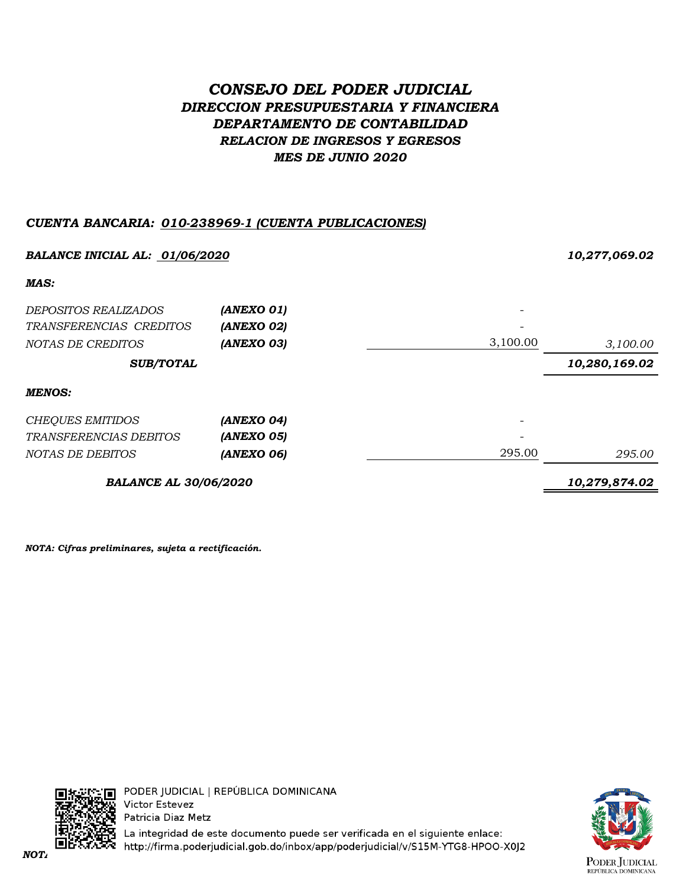# *CONSEJO DEL PODER JUDICIAL*
## *DIRECCION PRESUPUESTARIA Y FINANCIERA*
## *DEPARTAMENTO DE CONTABILIDAD*
## *RELACION DE INGRESOS Y EGRESOS*
## *MES DE JUNIO 2020*

***CUENTA BANCARIA: 010-238969-1 (CUENTA PUBLICACIONES)***

| | | | |
|---|---|---|---|
| ***BALANCE INICIAL AL: 01/06/2020*** | | | ***10,277,069.02*** |
| ***MAS:*** | | | |
| *DEPOSITOS REALIZADOS* | ***(ANEXO 01)*** | - | |
| *TRANSFERENCIAS CREDITOS* | ***(ANEXO 02)*** | - | |
| *NOTAS DE CREDITOS* | ***(ANEXO 03)*** | 3,100.00 | *3,100.00* |
| ***SUB/TOTAL*** | | | ***10,280,169.02*** |
| ***MENOS:*** | | | |
| *CHEQUES EMITIDOS* | ***(ANEXO 04)*** | - | |
| *TRANSFERENCIAS DEBITOS* | ***(ANEXO 05)*** | - | |
| *NOTAS DE DEBITOS* | ***(ANEXO 06)*** | 295.00 | *295.00* |
| ***BALANCE AL 30/06/2020*** | | | ***10,279,874.02*** |

***NOTA: Cifras preliminares, sujeta a rectificación.***

PODER JUDICIAL | REPÚBLICA DOMINICANA
Victor Estevez
Patricia Diaz Metz
La integridad de este documento puede ser verificada en el siguiente enlace:
http://firma.poderjudicial.gob.do/inbox/app/poderjudicial/v/S15M-YTG8-HPOO-X0J2

PODER JUDICIAL
REPÚBLICA DOMINICANA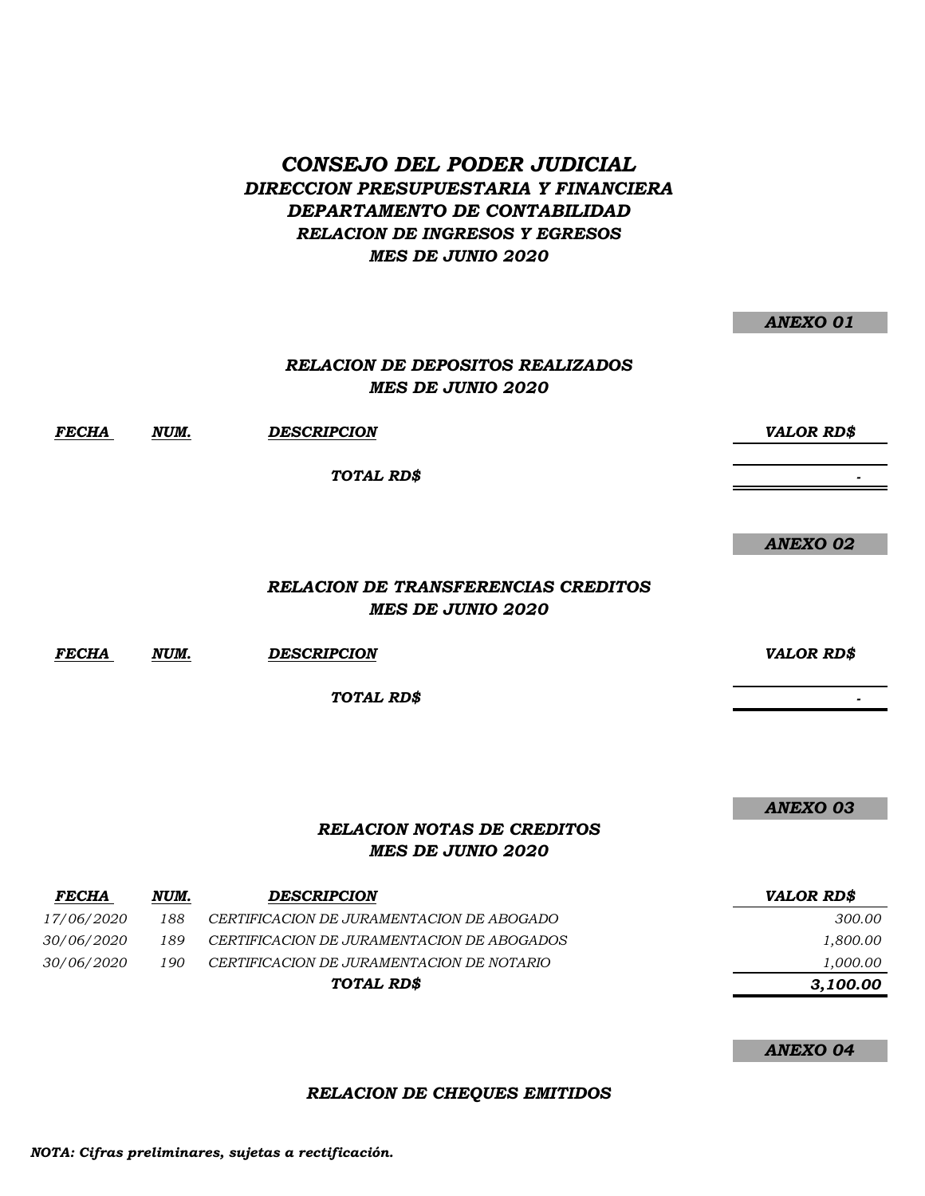# *CONSEJO DEL PODER JUDICIAL*
## *DIRECCION PRESUPUESTARIA Y FINANCIERA*
## *DEPARTAMENTO DE CONTABILIDAD*
## *RELACION DE INGRESOS Y EGRESOS*
## *MES DE JUNIO 2020*

***ANEXO 01***

### *RELACION DE DEPOSITOS REALIZADOS*
### *MES DE JUNIO 2020*

| *FECHA* | *NUM.* | *DESCRIPCION* | *VALOR RD$* |
|---|---|---|---|
| | | ***TOTAL RD$*** | - |

***ANEXO 02***

### *RELACION DE TRANSFERENCIAS CREDITOS*
### *MES DE JUNIO 2020*

| *FECHA* | *NUM.* | *DESCRIPCION* | *VALOR RD$* |
|---|---|---|---|
| | | ***TOTAL RD$*** | - |

***ANEXO 03***

### *RELACION NOTAS DE CREDITOS*
### *MES DE JUNIO 2020*

| *FECHA* | *NUM.* | *DESCRIPCION* | *VALOR RD$* |
|---|---|---|---|
| *17/06/2020* | *188* | *CERTIFICACION DE JURAMENTACION DE ABOGADO* | *300.00* |
| *30/06/2020* | *189* | *CERTIFICACION DE JURAMENTACION DE ABOGADOS* | *1,800.00* |
| *30/06/2020* | *190* | *CERTIFICACION DE JURAMENTACION DE NOTARIO* | *1,000.00* |
| | | ***TOTAL RD$*** | ***3,100.00*** |

***ANEXO 04***

### *RELACION DE CHEQUES EMITIDOS*

***NOTA: Cifras preliminares, sujetas a rectificación.***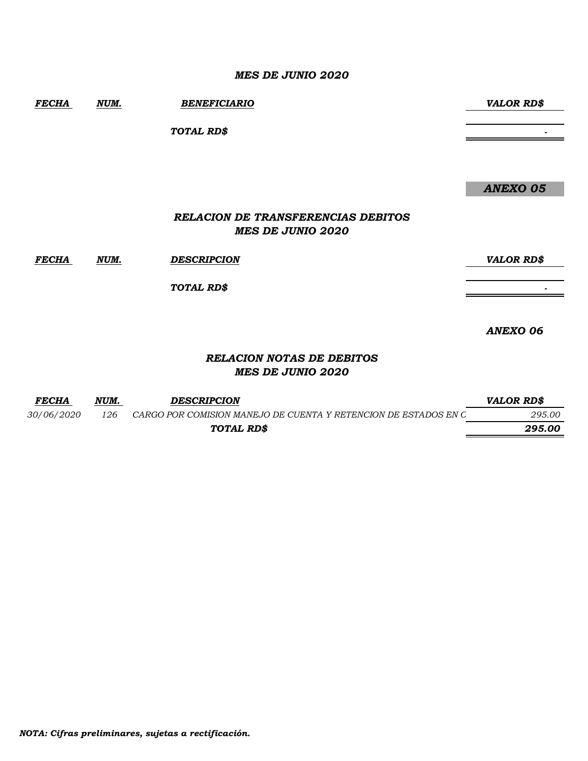### *MES DE JUNIO 2020*

| *FECHA* | *NUM.* | *BENEFICIARIO* | *VALOR RD$* |
|---|---|---|---|
| | | ***TOTAL RD$*** | - |

***ANEXO 05***

### *RELACION DE TRANSFERENCIAS DEBITOS*
### *MES DE JUNIO 2020*

| *FECHA* | *NUM.* | *DESCRIPCION* | *VALOR RD$* |
|---|---|---|---|
| | | ***TOTAL RD$*** | - |

***ANEXO 06***

### *RELACION NOTAS DE DEBITOS*
### *MES DE JUNIO 2020*

| *FECHA* | *NUM.* | *DESCRIPCION* | *VALOR RD$* |
|---|---|---|---|
| *30/06/2020* | *126* | *CARGO POR COMISION MANEJO DE CUENTA Y RETENCION DE ESTADOS EN C* | *295.00* |
| | | ***TOTAL RD$*** | ***295.00*** |

***NOTA: Cifras preliminares, sujetas a rectificación.***